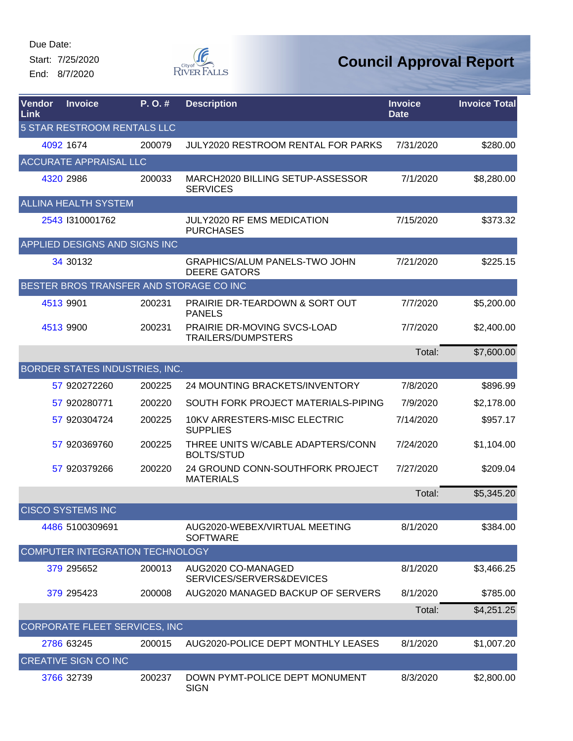Due Date:

Start: 7/25/2020

End: 8/7/2020

# Council Approval Report

| Vendor Link | Invoice | P. O. # | Description | Invoice Date | Invoice Total |
|---|---|---|---|---|---|
| 5 STAR RESTROOM RENTALS LLC | | | | | |
| 4092 | 1674 | 200079 | JULY2020 RESTROOM RENTAL FOR PARKS | 7/31/2020 | $280.00 |
| ACCURATE APPRAISAL LLC | | | | | |
| 4320 | 2986 | 200033 | MARCH2020 BILLING SETUP-ASSESSOR SERVICES | 7/1/2020 | $8,280.00 |
| ALLINA HEALTH SYSTEM | | | | | |
| 2543 | I310001762 | | JULY2020 RF EMS MEDICATION PURCHASES | 7/15/2020 | $373.32 |
| APPLIED DESIGNS AND SIGNS INC | | | | | |
| 34 | 30132 | | GRAPHICS/ALUM PANELS-TWO JOHN DEERE GATORS | 7/21/2020 | $225.15 |
| BESTER BROS TRANSFER AND STORAGE CO INC | | | | | |
| 4513 | 9901 | 200231 | PRAIRIE DR-TEARDOWN & SORT OUT PANELS | 7/7/2020 | $5,200.00 |
| 4513 | 9900 | 200231 | PRAIRIE DR-MOVING SVCS-LOAD TRAILERS/DUMPSTERS | 7/7/2020 | $2,400.00 |
| | | | | Total: | $7,600.00 |
| BORDER STATES INDUSTRIES, INC. | | | | | |
| 57 | 920272260 | 200225 | 24 MOUNTING BRACKETS/INVENTORY | 7/8/2020 | $896.99 |
| 57 | 920280771 | 200220 | SOUTH FORK PROJECT MATERIALS-PIPING | 7/9/2020 | $2,178.00 |
| 57 | 920304724 | 200225 | 10KV ARRESTERS-MISC ELECTRIC SUPPLIES | 7/14/2020 | $957.17 |
| 57 | 920369760 | 200225 | THREE UNITS W/CABLE ADAPTERS/CONN BOLTS/STUD | 7/24/2020 | $1,104.00 |
| 57 | 920379266 | 200220 | 24 GROUND CONN-SOUTHFORK PROJECT MATERIALS | 7/27/2020 | $209.04 |
| | | | | Total: | $5,345.20 |
| CISCO SYSTEMS INC | | | | | |
| 4486 | 5100309691 | | AUG2020-WEBEX/VIRTUAL MEETING SOFTWARE | 8/1/2020 | $384.00 |
| COMPUTER INTEGRATION TECHNOLOGY | | | | | |
| 379 | 295652 | 200013 | AUG2020 CO-MANAGED SERVICES/SERVERS&DEVICES | 8/1/2020 | $3,466.25 |
| 379 | 295423 | 200008 | AUG2020 MANAGED BACKUP OF SERVERS | 8/1/2020 | $785.00 |
| | | | | Total: | $4,251.25 |
| CORPORATE FLEET SERVICES, INC | | | | | |
| 2786 | 63245 | 200015 | AUG2020-POLICE DEPT MONTHLY LEASES | 8/1/2020 | $1,007.20 |
| CREATIVE SIGN CO INC | | | | | |
| 3766 | 32739 | 200237 | DOWN PYMT-POLICE DEPT MONUMENT SIGN | 8/3/2020 | $2,800.00 |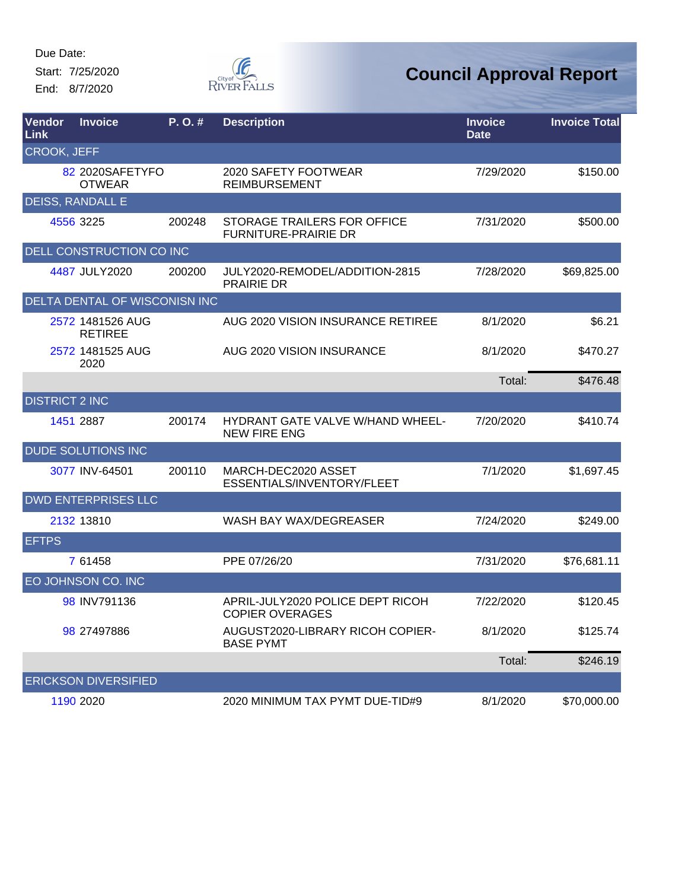Due Date:
Start: 7/25/2020
End: 8/7/2020

City of River Falls

# Council Approval Report

| Vendor Link | Invoice | P. O. # | Description | Invoice Date | Invoice Total |
|---|---|---|---|---|---|
| CROOK, JEFF | | | | | |
| 82 | 2020SAFETYFOOTWEAR | | 2020 SAFETY FOOTWEAR REIMBURSEMENT | 7/29/2020 | $150.00 |
| DEISS, RANDALL E | | | | | |
| 4556 | 3225 | 200248 | STORAGE TRAILERS FOR OFFICE FURNITURE-PRAIRIE DR | 7/31/2020 | $500.00 |
| DELL CONSTRUCTION CO INC | | | | | |
| 4487 | JULY2020 | 200200 | JULY2020-REMODEL/ADDITION-2815 PRAIRIE DR | 7/28/2020 | $69,825.00 |
| DELTA DENTAL OF WISCONISN INC | | | | | |
| 2572 | 1481526 AUG RETIREE | | AUG 2020 VISION INSURANCE RETIREE | 8/1/2020 | $6.21 |
| 2572 | 1481525 AUG 2020 | | AUG 2020 VISION INSURANCE | 8/1/2020 | $470.27 |
| | | | | Total: | $476.48 |
| DISTRICT 2 INC | | | | | |
| 1451 | 2887 | 200174 | HYDRANT GATE VALVE W/HAND WHEEL-NEW FIRE ENG | 7/20/2020 | $410.74 |
| DUDE SOLUTIONS INC | | | | | |
| 3077 | INV-64501 | 200110 | MARCH-DEC2020 ASSET ESSENTIALS/INVENTORY/FLEET | 7/1/2020 | $1,697.45 |
| DWD ENTERPRISES LLC | | | | | |
| 2132 | 13810 | | WASH BAY WAX/DEGREASER | 7/24/2020 | $249.00 |
| EFTPS | | | | | |
| 7 | 61458 | | PPE 07/26/20 | 7/31/2020 | $76,681.11 |
| EO JOHNSON CO. INC | | | | | |
| 98 | INV791136 | | APRIL-JULY2020 POLICE DEPT RICOH COPIER OVERAGES | 7/22/2020 | $120.45 |
| 98 | 27497886 | | AUGUST2020-LIBRARY RICOH COPIER-BASE PYMT | 8/1/2020 | $125.74 |
| | | | | Total: | $246.19 |
| ERICKSON DIVERSIFIED | | | | | |
| 1190 | 2020 | | 2020 MINIMUM TAX PYMT DUE-TID#9 | 8/1/2020 | $70,000.00 |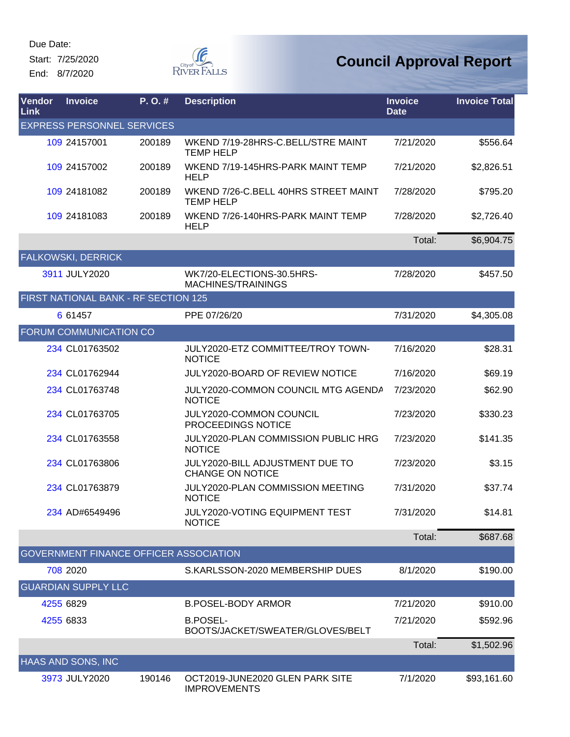Due Date:
Start: 7/25/2020
End: 8/7/2020

City of River Falls

# Council Approval Report

| Vendor Link | Invoice | P. O. # | Description | Invoice Date | Invoice Total |
|---|---|---|---|---|---|
| EXPRESS PERSONNEL SERVICES | | | | | |
| 109 | 24157001 | 200189 | WKEND 7/19-28HRS-C.BELL/STRE MAINT TEMP HELP | 7/21/2020 | $556.64 |
| 109 | 24157002 | 200189 | WKEND 7/19-145HRS-PARK MAINT TEMP HELP | 7/21/2020 | $2,826.51 |
| 109 | 24181082 | 200189 | WKEND 7/26-C.BELL 40HRS STREET MAINT TEMP HELP | 7/28/2020 | $795.20 |
| 109 | 24181083 | 200189 | WKEND 7/26-140HRS-PARK MAINT TEMP HELP | 7/28/2020 | $2,726.40 |
| | | | | Total: | $6,904.75 |
| FALKOWSKI, DERRICK | | | | | |
| 3911 | JULY2020 | | WK7/20-ELECTIONS-30.5HRS-MACHINES/TRAININGS | 7/28/2020 | $457.50 |
| FIRST NATIONAL BANK - RF SECTION 125 | | | | | |
| 6 | 61457 | | PPE 07/26/20 | 7/31/2020 | $4,305.08 |
| FORUM COMMUNICATION CO | | | | | |
| 234 | CL01763502 | | JULY2020-ETZ COMMITTEE/TROY TOWN-NOTICE | 7/16/2020 | $28.31 |
| 234 | CL01762944 | | JULY2020-BOARD OF REVIEW NOTICE | 7/16/2020 | $69.19 |
| 234 | CL01763748 | | JULY2020-COMMON COUNCIL MTG AGENDA NOTICE | 7/23/2020 | $62.90 |
| 234 | CL01763705 | | JULY2020-COMMON COUNCIL PROCEEDINGS NOTICE | 7/23/2020 | $330.23 |
| 234 | CL01763558 | | JULY2020-PLAN COMMISSION PUBLIC HRG NOTICE | 7/23/2020 | $141.35 |
| 234 | CL01763806 | | JULY2020-BILL ADJUSTMENT DUE TO CHANGE ON NOTICE | 7/23/2020 | $3.15 |
| 234 | CL01763879 | | JULY2020-PLAN COMMISSION MEETING NOTICE | 7/31/2020 | $37.74 |
| 234 | AD#6549496 | | JULY2020-VOTING EQUIPMENT TEST NOTICE | 7/31/2020 | $14.81 |
| | | | | Total: | $687.68 |
| GOVERNMENT FINANCE OFFICER ASSOCIATION | | | | | |
| 708 | 2020 | | S.KARLSSON-2020 MEMBERSHIP DUES | 8/1/2020 | $190.00 |
| GUARDIAN SUPPLY LLC | | | | | |
| 4255 | 6829 | | B.POSEL-BODY ARMOR | 7/21/2020 | $910.00 |
| 4255 | 6833 | | B.POSEL-BOOTS/JACKET/SWEATER/GLOVES/BELT | 7/21/2020 | $592.96 |
| | | | | Total: | $1,502.96 |
| HAAS AND SONS, INC | | | | | |
| 3973 | JULY2020 | 190146 | OCT2019-JUNE2020 GLEN PARK SITE IMPROVEMENTS | 7/1/2020 | $93,161.60 |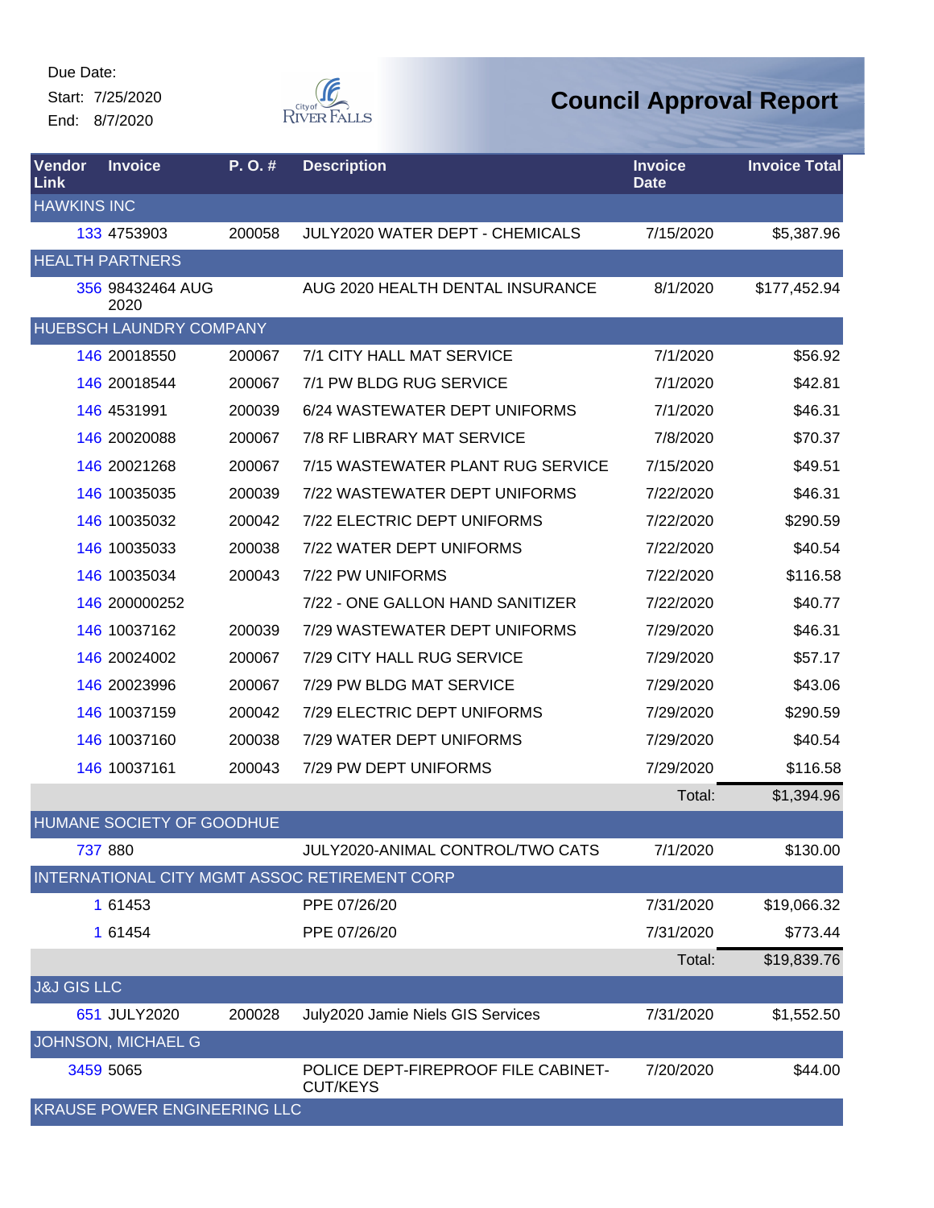Due Date:

Start: 7/25/2020

End: 8/7/2020

# Council Approval Report

| Vendor Link | Invoice | P. O. # | Description | Invoice Date | Invoice Total |
|---|---|---|---|---|---|
| HAWKINS INC | | | | | |
| 133 | 4753903 | 200058 | JULY2020 WATER DEPT - CHEMICALS | 7/15/2020 | $5,387.96 |
| HEALTH PARTNERS | | | | | |
| 356 | 98432464 AUG 2020 | | AUG 2020 HEALTH DENTAL INSURANCE | 8/1/2020 | $177,452.94 |
| HUEBSCH LAUNDRY COMPANY | | | | | |
| 146 | 20018550 | 200067 | 7/1 CITY HALL MAT SERVICE | 7/1/2020 | $56.92 |
| 146 | 20018544 | 200067 | 7/1 PW BLDG RUG SERVICE | 7/1/2020 | $42.81 |
| 146 | 4531991 | 200039 | 6/24 WASTEWATER DEPT UNIFORMS | 7/1/2020 | $46.31 |
| 146 | 20020088 | 200067 | 7/8 RF LIBRARY MAT SERVICE | 7/8/2020 | $70.37 |
| 146 | 20021268 | 200067 | 7/15 WASTEWATER PLANT RUG SERVICE | 7/15/2020 | $49.51 |
| 146 | 10035035 | 200039 | 7/22 WASTEWATER DEPT UNIFORMS | 7/22/2020 | $46.31 |
| 146 | 10035032 | 200042 | 7/22 ELECTRIC DEPT UNIFORMS | 7/22/2020 | $290.59 |
| 146 | 10035033 | 200038 | 7/22 WATER DEPT UNIFORMS | 7/22/2020 | $40.54 |
| 146 | 10035034 | 200043 | 7/22 PW UNIFORMS | 7/22/2020 | $116.58 |
| 146 | 200000252 | | 7/22 - ONE GALLON HAND SANITIZER | 7/22/2020 | $40.77 |
| 146 | 10037162 | 200039 | 7/29 WASTEWATER DEPT UNIFORMS | 7/29/2020 | $46.31 |
| 146 | 20024002 | 200067 | 7/29 CITY HALL RUG SERVICE | 7/29/2020 | $57.17 |
| 146 | 20023996 | 200067 | 7/29 PW BLDG MAT SERVICE | 7/29/2020 | $43.06 |
| 146 | 10037159 | 200042 | 7/29 ELECTRIC DEPT UNIFORMS | 7/29/2020 | $290.59 |
| 146 | 10037160 | 200038 | 7/29 WATER DEPT UNIFORMS | 7/29/2020 | $40.54 |
| 146 | 10037161 | 200043 | 7/29 PW DEPT UNIFORMS | 7/29/2020 | $116.58 |
| | | | | Total: | $1,394.96 |
| HUMANE SOCIETY OF GOODHUE | | | | | |
| 737 | 880 | | JULY2020-ANIMAL CONTROL/TWO CATS | 7/1/2020 | $130.00 |
| INTERNATIONAL CITY MGMT ASSOC RETIREMENT CORP | | | | | |
| 1 | 61453 | | PPE 07/26/20 | 7/31/2020 | $19,066.32 |
| 1 | 61454 | | PPE 07/26/20 | 7/31/2020 | $773.44 |
| | | | | Total: | $19,839.76 |
| J&J GIS LLC | | | | | |
| 651 | JULY2020 | 200028 | July2020 Jamie Niels GIS Services | 7/31/2020 | $1,552.50 |
| JOHNSON, MICHAEL G | | | | | |
| 3459 | 5065 | | POLICE DEPT-FIREPROOF FILE CABINET-CUT/KEYS | 7/20/2020 | $44.00 |
| KRAUSE POWER ENGINEERING LLC | | | | | |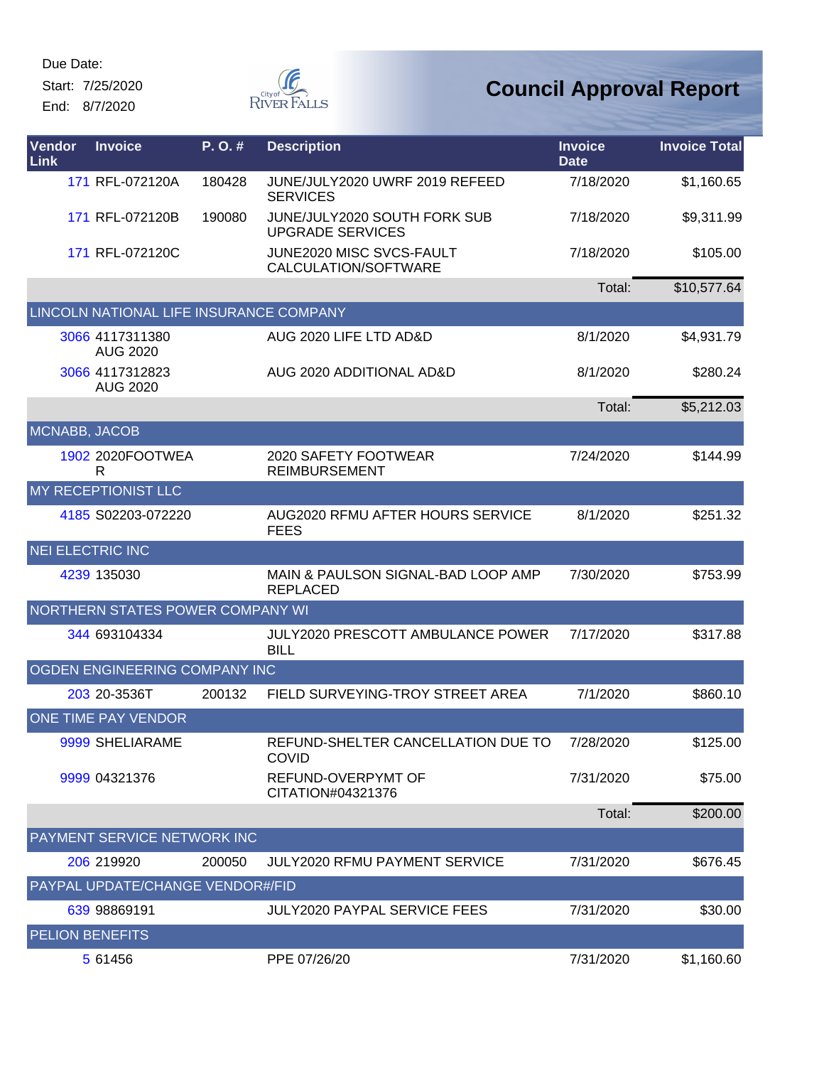Due Date:

Start: 7/25/2020

End: 8/7/2020

# Council Approval Report

| Vendor Link | Invoice | P. O. # | Description | Invoice Date | Invoice Total |
|---|---|---|---|---|---|
| 171 | RFL-072120A | 180428 | JUNE/JULY2020 UWRF 2019 REFEED SERVICES | 7/18/2020 | $1,160.65 |
| 171 | RFL-072120B | 190080 | JUNE/JULY2020 SOUTH FORK SUB UPGRADE SERVICES | 7/18/2020 | $9,311.99 |
| 171 | RFL-072120C | | JUNE2020 MISC SVCS-FAULT CALCULATION/SOFTWARE | 7/18/2020 | $105.00 |
| | | | | Total: | $10,577.64 |
| LINCOLN NATIONAL LIFE INSURANCE COMPANY | | | | | |
| 3066 | 4117311380 AUG 2020 | | AUG 2020 LIFE LTD AD&D | 8/1/2020 | $4,931.79 |
| 3066 | 4117312823 AUG 2020 | | AUG 2020 ADDITIONAL AD&D | 8/1/2020 | $280.24 |
| | | | | Total: | $5,212.03 |
| MCNABB, JACOB | | | | | |
| 1902 | 2020FOOTWEAR | | 2020 SAFETY FOOTWEAR REIMBURSEMENT | 7/24/2020 | $144.99 |
| MY RECEPTIONIST LLC | | | | | |
| 4185 | S02203-072220 | | AUG2020 RFMU AFTER HOURS SERVICE FEES | 8/1/2020 | $251.32 |
| NEI ELECTRIC INC | | | | | |
| 4239 | 135030 | | MAIN & PAULSON SIGNAL-BAD LOOP AMP REPLACED | 7/30/2020 | $753.99 |
| NORTHERN STATES POWER COMPANY WI | | | | | |
| 344 | 693104334 | | JULY2020 PRESCOTT AMBULANCE POWER BILL | 7/17/2020 | $317.88 |
| OGDEN ENGINEERING COMPANY INC | | | | | |
| 203 | 20-3536T | 200132 | FIELD SURVEYING-TROY STREET AREA | 7/1/2020 | $860.10 |
| ONE TIME PAY VENDOR | | | | | |
| 9999 | SHELIARAME | | REFUND-SHELTER CANCELLATION DUE TO COVID | 7/28/2020 | $125.00 |
| 9999 | 04321376 | | REFUND-OVERPYMT OF CITATION#04321376 | 7/31/2020 | $75.00 |
| | | | | Total: | $200.00 |
| PAYMENT SERVICE NETWORK INC | | | | | |
| 206 | 219920 | 200050 | JULY2020 RFMU PAYMENT SERVICE | 7/31/2020 | $676.45 |
| PAYPAL UPDATE/CHANGE VENDOR#/FID | | | | | |
| 639 | 98869191 | | JULY2020 PAYPAL SERVICE FEES | 7/31/2020 | $30.00 |
| PELION BENEFITS | | | | | |
| 5 | 61456 | | PPE 07/26/20 | 7/31/2020 | $1,160.60 |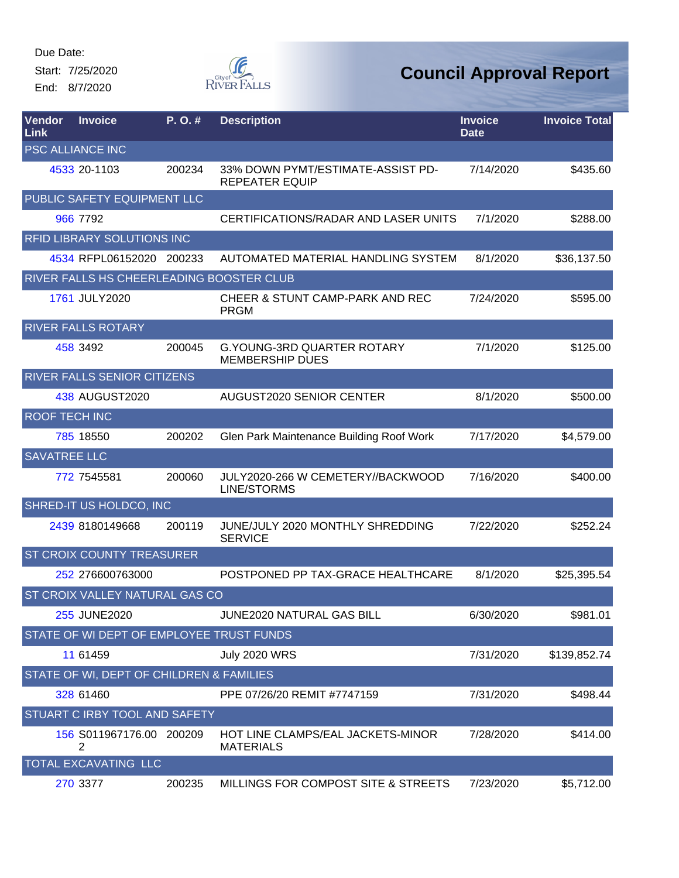Due Date:

Start: 7/25/2020

End: 8/7/2020

# Council Approval Report

| Vendor Link | Invoice | P. O. # | Description | Invoice Date | Invoice Total |
|---|---|---|---|---|---|
| PSC ALLIANCE INC | | | | | |
| 4533 | 20-1103 | 200234 | 33% DOWN PYMT/ESTIMATE-ASSIST PD-REPEATER EQUIP | 7/14/2020 | $435.60 |
| PUBLIC SAFETY EQUIPMENT LLC | | | | | |
| 966 | 7792 | | CERTIFICATIONS/RADAR AND LASER UNITS | 7/1/2020 | $288.00 |
| RFID LIBRARY SOLUTIONS INC | | | | | |
| 4534 | RFPL06152020 | 200233 | AUTOMATED MATERIAL HANDLING SYSTEM | 8/1/2020 | $36,137.50 |
| RIVER FALLS HS CHEERLEADING BOOSTER CLUB | | | | | |
| 1761 | JULY2020 | | CHEER & STUNT CAMP-PARK AND REC PRGM | 7/24/2020 | $595.00 |
| RIVER FALLS ROTARY | | | | | |
| 458 | 3492 | 200045 | G.YOUNG-3RD QUARTER ROTARY MEMBERSHIP DUES | 7/1/2020 | $125.00 |
| RIVER FALLS SENIOR CITIZENS | | | | | |
| 438 | AUGUST2020 | | AUGUST2020 SENIOR CENTER | 8/1/2020 | $500.00 |
| ROOF TECH INC | | | | | |
| 785 | 18550 | 200202 | Glen Park Maintenance Building Roof Work | 7/17/2020 | $4,579.00 |
| SAVATREE LLC | | | | | |
| 772 | 7545581 | 200060 | JULY2020-266 W CEMETERY//BACKWOOD LINE/STORMS | 7/16/2020 | $400.00 |
| SHRED-IT US HOLDCO, INC | | | | | |
| 2439 | 8180149668 | 200119 | JUNE/JULY 2020 MONTHLY SHREDDING SERVICE | 7/22/2020 | $252.24 |
| ST CROIX COUNTY TREASURER | | | | | |
| 252 | 276600763000 | | POSTPONED PP TAX-GRACE HEALTHCARE | 8/1/2020 | $25,395.54 |
| ST CROIX VALLEY NATURAL GAS CO | | | | | |
| 255 | JUNE2020 | | JUNE2020 NATURAL GAS BILL | 6/30/2020 | $981.01 |
| STATE OF WI DEPT OF EMPLOYEE TRUST FUNDS | | | | | |
| 11 | 61459 | | July 2020 WRS | 7/31/2020 | $139,852.74 |
| STATE OF WI, DEPT OF CHILDREN & FAMILIES | | | | | |
| 328 | 61460 | | PPE 07/26/20 REMIT #7747159 | 7/31/2020 | $498.44 |
| STUART C IRBY TOOL AND SAFETY | | | | | |
| 156 | S011967176.002 | 200209 | HOT LINE CLAMPS/EAL JACKETS-MINOR MATERIALS | 7/28/2020 | $414.00 |
| TOTAL EXCAVATING LLC | | | | | |
| 270 | 3377 | 200235 | MILLINGS FOR COMPOST SITE & STREETS | 7/23/2020 | $5,712.00 |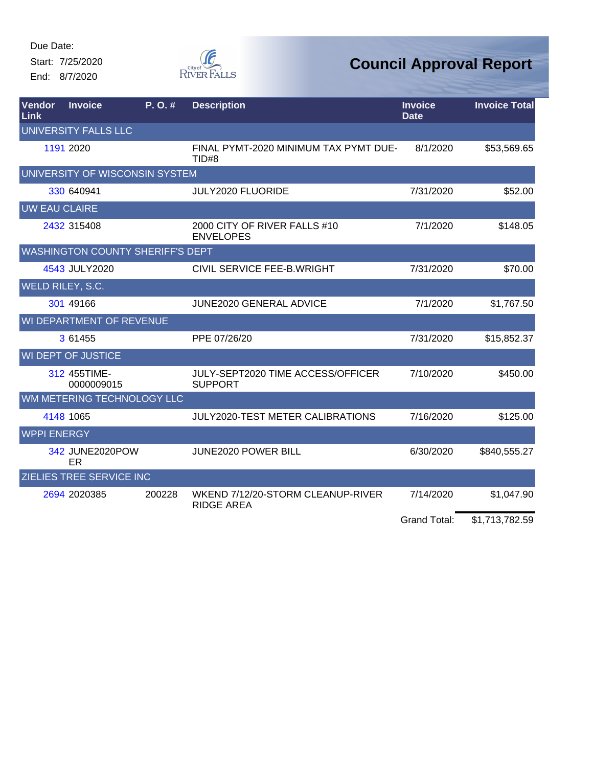Due Date:

Start: 7/25/2020

End: 8/7/2020

# Council Approval Report

| Vendor Link | Invoice | P. O. # | Description | Invoice Date | Invoice Total |
|---|---|---|---|---|---|
| UNIVERSITY FALLS LLC | | | | | |
| 1191 | 2020 | | FINAL PYMT-2020 MINIMUM TAX PYMT DUE-TID#8 | 8/1/2020 | $53,569.65 |
| UNIVERSITY OF WISCONSIN SYSTEM | | | | | |
| 330 | 640941 | | JULY2020 FLUORIDE | 7/31/2020 | $52.00 |
| UW EAU CLAIRE | | | | | |
| 2432 | 315408 | | 2000 CITY OF RIVER FALLS #10 ENVELOPES | 7/1/2020 | $148.05 |
| WASHINGTON COUNTY SHERIFF'S DEPT | | | | | |
| 4543 | JULY2020 | | CIVIL SERVICE FEE-B.WRIGHT | 7/31/2020 | $70.00 |
| WELD RILEY, S.C. | | | | | |
| 301 | 49166 | | JUNE2020 GENERAL ADVICE | 7/1/2020 | $1,767.50 |
| WI DEPARTMENT OF REVENUE | | | | | |
| 3 | 61455 | | PPE 07/26/20 | 7/31/2020 | $15,852.37 |
| WI DEPT OF JUSTICE | | | | | |
| 312 | 455TIME-0000009015 | | JULY-SEPT2020 TIME ACCESS/OFFICER SUPPORT | 7/10/2020 | $450.00 |
| WM METERING TECHNOLOGY LLC | | | | | |
| 4148 | 1065 | | JULY2020-TEST METER CALIBRATIONS | 7/16/2020 | $125.00 |
| WPPI ENERGY | | | | | |
| 342 | JUNE2020POWER | | JUNE2020 POWER BILL | 6/30/2020 | $840,555.27 |
| ZIELIES TREE SERVICE INC | | | | | |
| 2694 | 2020385 | 200228 | WKEND 7/12/20-STORM CLEANUP-RIVER RIDGE AREA | 7/14/2020 | $1,047.90 |
| | | | | Grand Total: | $1,713,782.59 |